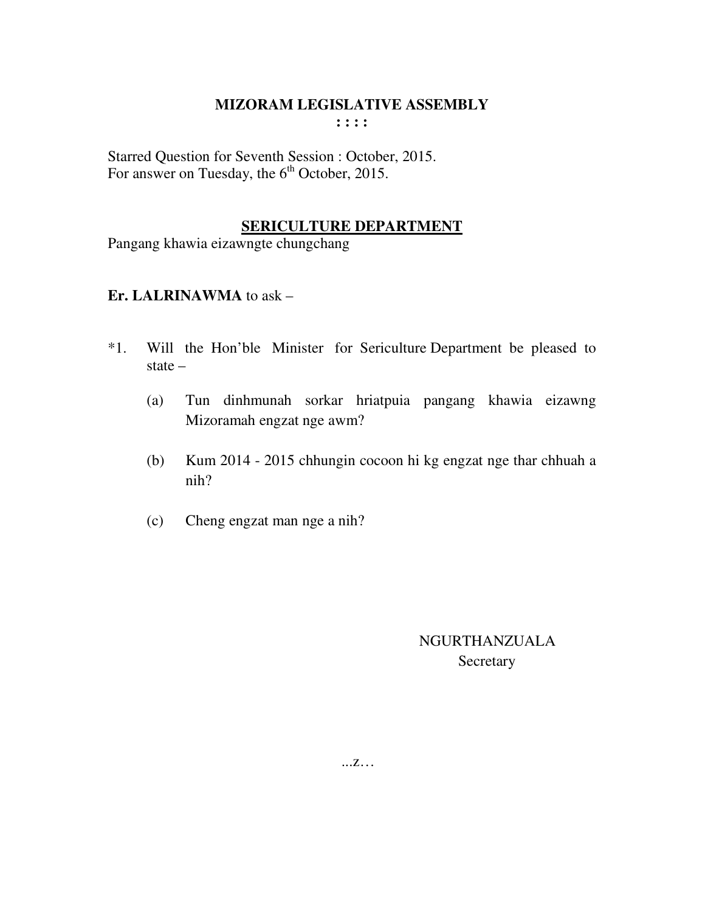# MIZORAM LEGISLATIVE ASSEMBLY

**: : : :**

Starred Question for Seventh Session : October, 2015.
For answer on Tuesday, the 6th October, 2015.

## SERICULTURE DEPARTMENT

Pangang khawia eizawngte chungchang

**Er. LALRINAWMA** to ask –

*1. Will the Hon'ble Minister for Sericulture Department be pleased to state –

(a) Tun dinhmunah sorkar hriatpuia pangang khawia eizawng Mizoramah engzat nge awm?

(b) Kum 2014 - 2015 chhungin cocoon hi kg engzat nge thar chhuah a nih?

(c) Cheng engzat man nge a nih?

NGURTHANZUALA
Secretary

...z…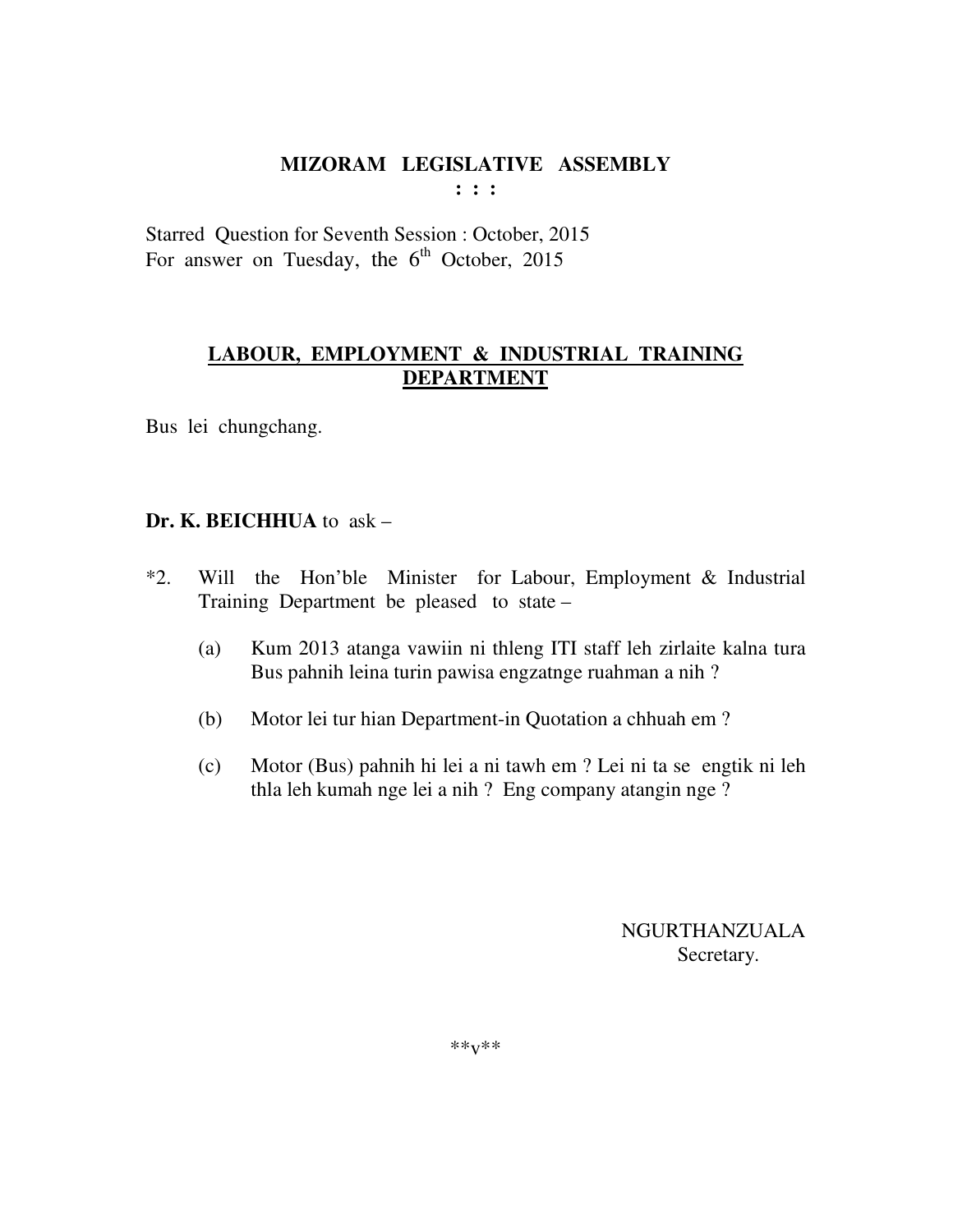# MIZORAM LEGISLATIVE ASSEMBLY

**: : :**

Starred Question for Seventh Session : October, 2015
For answer on Tuesday, the 6th October, 2015

## LABOUR, EMPLOYMENT & INDUSTRIAL TRAINING DEPARTMENT

Bus lei chungchang.

**Dr. K. BEICHHUA** to ask –

*2. Will the Hon'ble Minister for Labour, Employment & Industrial Training Department be pleased to state –

(a) Kum 2013 atanga vawiin ni thleng ITI staff leh zirlaite kalna tura Bus pahnih leina turin pawisa engzatnge ruahman a nih ?

(b) Motor lei tur hian Department-in Quotation a chhuah em ?

(c) Motor (Bus) pahnih hi lei a ni tawh em ? Lei ni ta se engtik ni leh thla leh kumah nge lei a nih ? Eng company atangin nge ?

NGURTHANZUALA
Secretary.

**v**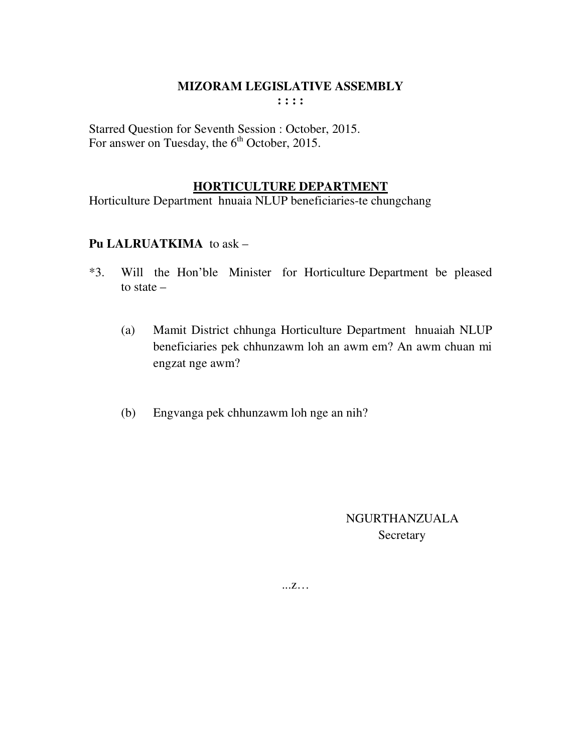# MIZORAM LEGISLATIVE ASSEMBLY

**: : : :**

Starred Question for Seventh Session : October, 2015.
For answer on Tuesday, the 6th October, 2015.

## HORTICULTURE DEPARTMENT

Horticulture Department hnuaia NLUP beneficiaries-te chungchang

**Pu LALRUATKIMA** to ask –

*3. Will the Hon'ble Minister for Horticulture Department be pleased to state –

(a) Mamit District chhunga Horticulture Department hnuaiah NLUP beneficiaries pek chhunzawm loh an awm em? An awm chuan mi engzat nge awm?

(b) Engvanga pek chhunzawm loh nge an nih?

NGURTHANZUALA
Secretary

...z…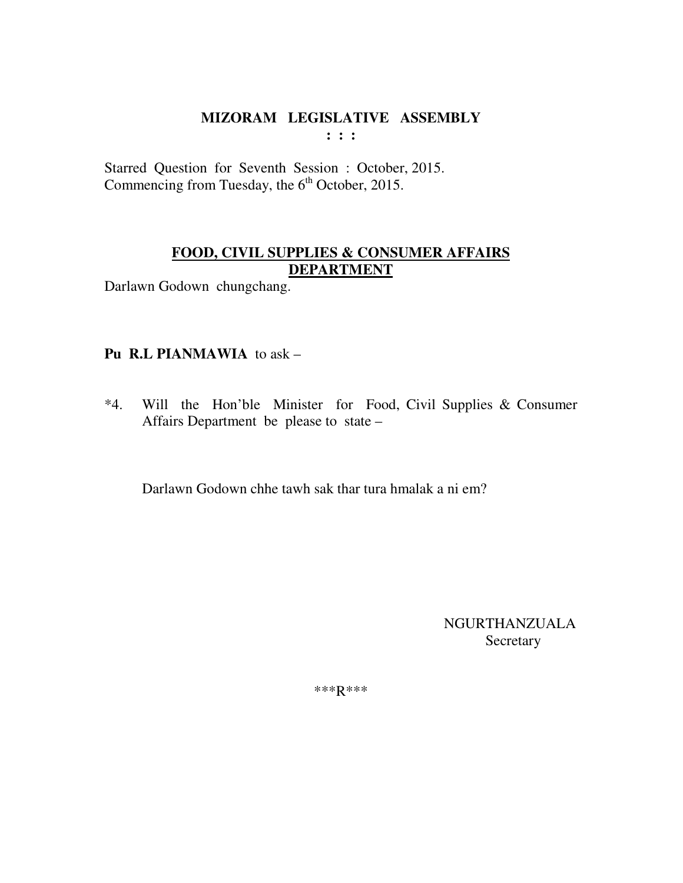**MIZORAM LEGISLATIVE ASSEMBLY**
**: : :**

Starred Question for Seventh Session : October, 2015.
Commencing from Tuesday, the 6th October, 2015.

**FOOD, CIVIL SUPPLIES & CONSUMER AFFAIRS DEPARTMENT**

Darlawn Godown chungchang.

**Pu R.L PIANMAWIA** to ask –

*4. Will the Hon'ble Minister for Food, Civil Supplies & Consumer Affairs Department be please to state –

Darlawn Godown chhe tawh sak thar tura hmalak a ni em?

NGURTHANZUALA
Secretary

\*\*\*R\*\*\*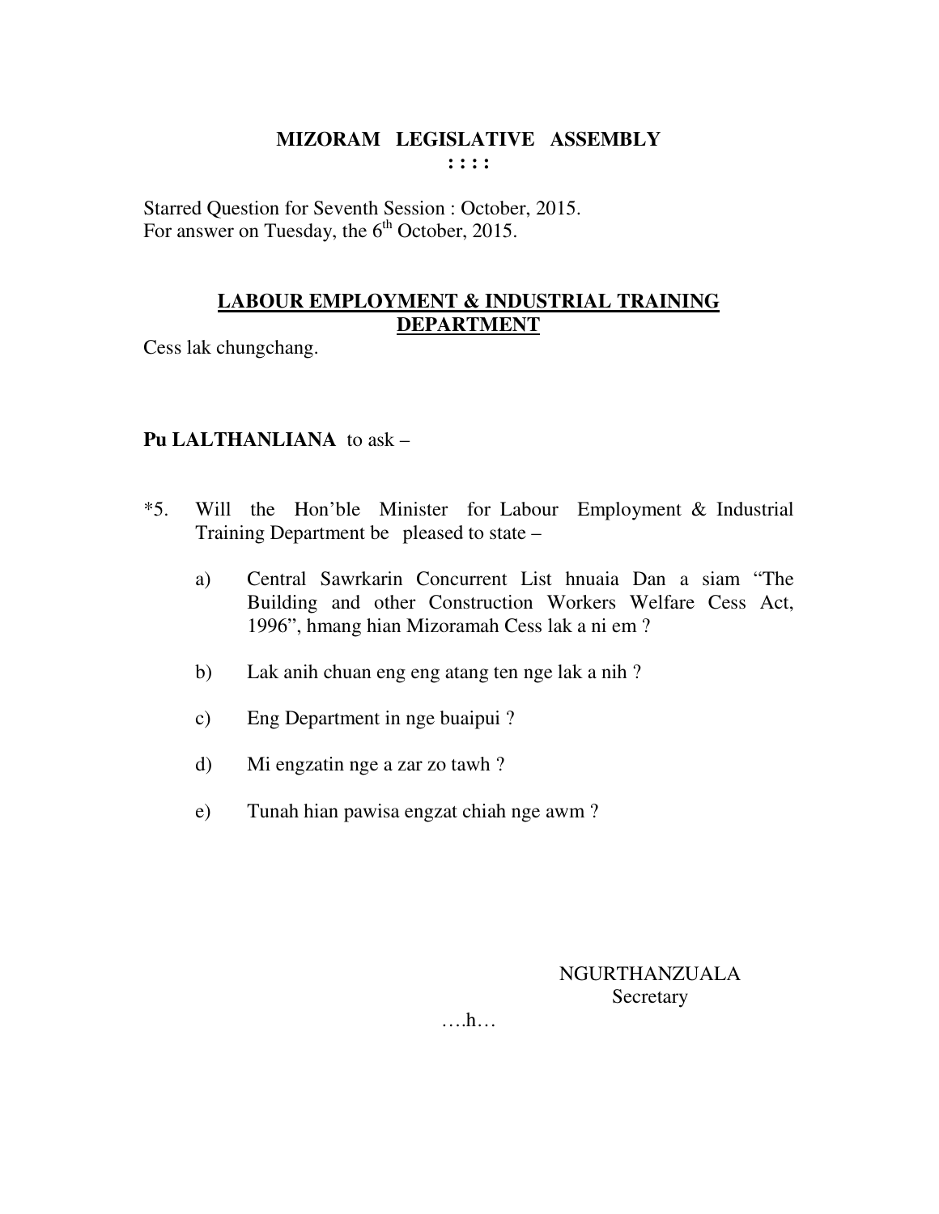# MIZORAM LEGISLATIVE ASSEMBLY

: : : :

Starred Question for Seventh Session : October, 2015.
For answer on Tuesday, the 6th October, 2015.

## LABOUR EMPLOYMENT & INDUSTRIAL TRAINING DEPARTMENT

Cess lak chungchang.

**Pu LALTHANLIANA** to ask –

*5. Will the Hon'ble Minister for Labour Employment & Industrial Training Department be pleased to state –

a) Central Sawrkarin Concurrent List hnuaia Dan a siam "The Building and other Construction Workers Welfare Cess Act, 1996", hmang hian Mizoramah Cess lak a ni em ?

b) Lak anih chuan eng eng atang ten nge lak a nih ?

c) Eng Department in nge buaipui ?

d) Mi engzatin nge a zar zo tawh ?

e) Tunah hian pawisa engzat chiah nge awm ?

NGURTHANZUALA
Secretary

….h…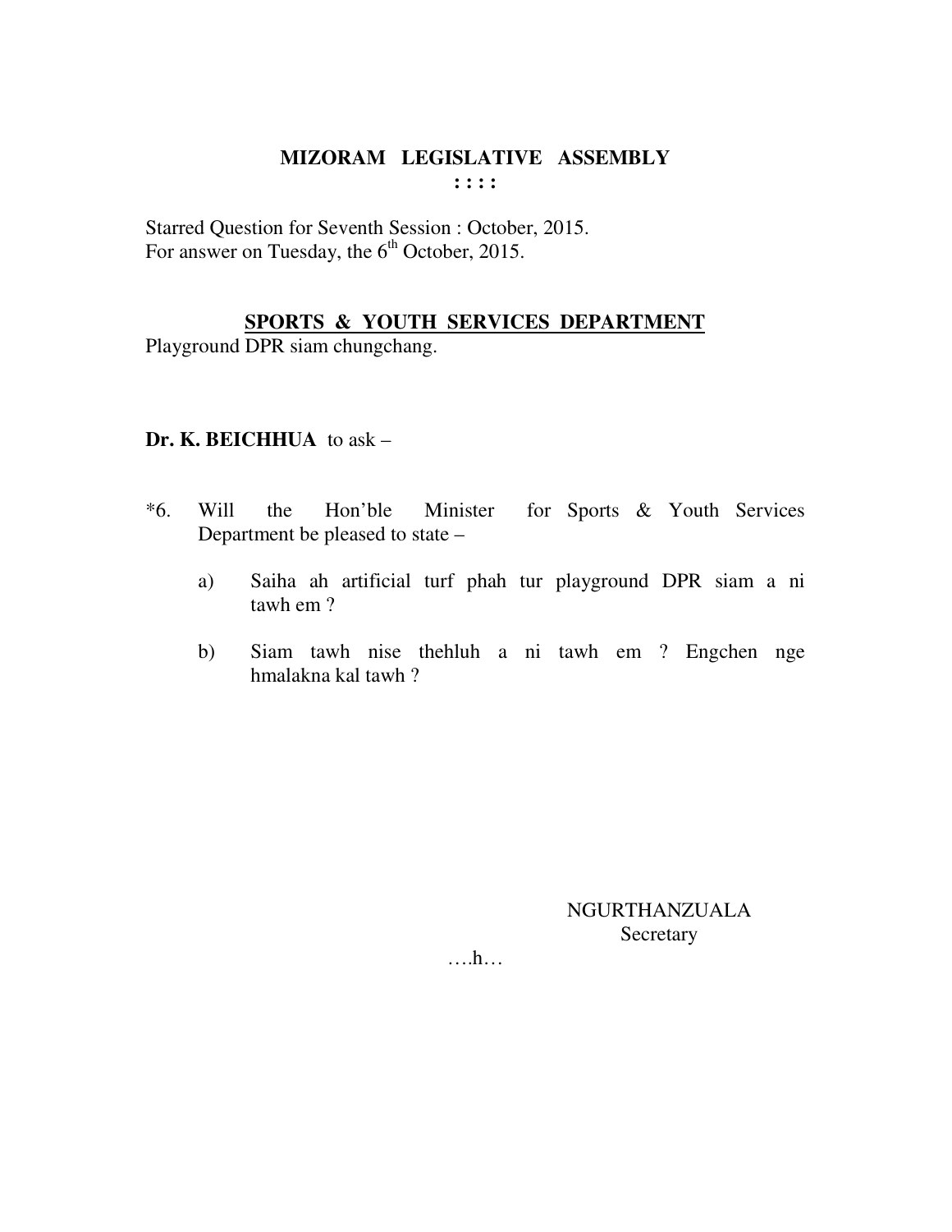# MIZORAM LEGISLATIVE ASSEMBLY

: : : :

Starred Question for Seventh Session : October, 2015.
For answer on Tuesday, the 6th October, 2015.

## SPORTS & YOUTH SERVICES DEPARTMENT

Playground DPR siam chungchang.

**Dr. K. BEICHHUA** to ask –

*6. Will the Hon'ble Minister for Sports & Youth Services Department be pleased to state –

a) Saiha ah artificial turf phah tur playground DPR siam a ni tawh em ?

b) Siam tawh nise thehluh a ni tawh em ? Engchen nge hmalakna kal tawh ?

NGURTHANZUALA
Secretary

….h…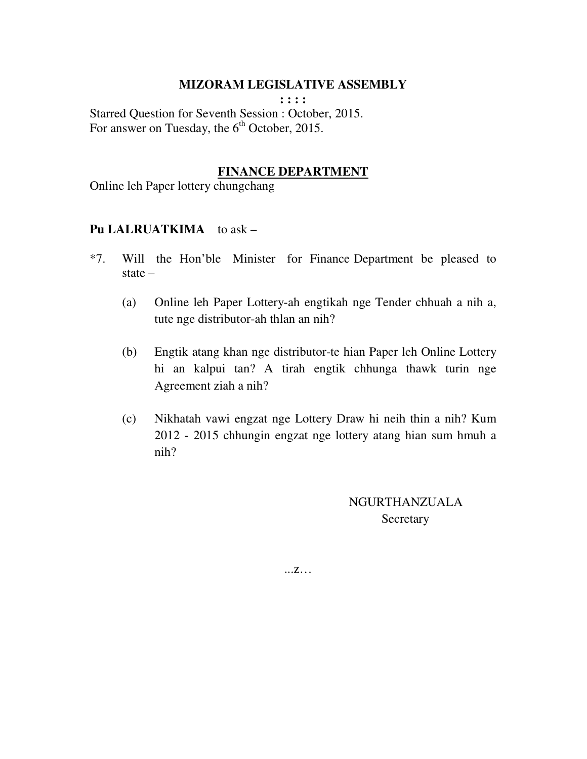# MIZORAM LEGISLATIVE ASSEMBLY

**: : : :**

Starred Question for Seventh Session : October, 2015.
For answer on Tuesday, the 6th October, 2015.

## FINANCE DEPARTMENT

Online leh Paper lottery chungchang

**Pu LALRUATKIMA** to ask –

*7. Will the Hon'ble Minister for Finance Department be pleased to state –

(a) Online leh Paper Lottery-ah engtikah nge Tender chhuah a nih a, tute nge distributor-ah thlan an nih?

(b) Engtik atang khan nge distributor-te hian Paper leh Online Lottery hi an kalpui tan? A tirah engtik chhunga thawk turin nge Agreement ziah a nih?

(c) Nikhatah vawi engzat nge Lottery Draw hi neih thin a nih? Kum 2012 - 2015 chhungin engzat nge lottery atang hian sum hmuh a nih?

NGURTHANZUALA
Secretary

...z…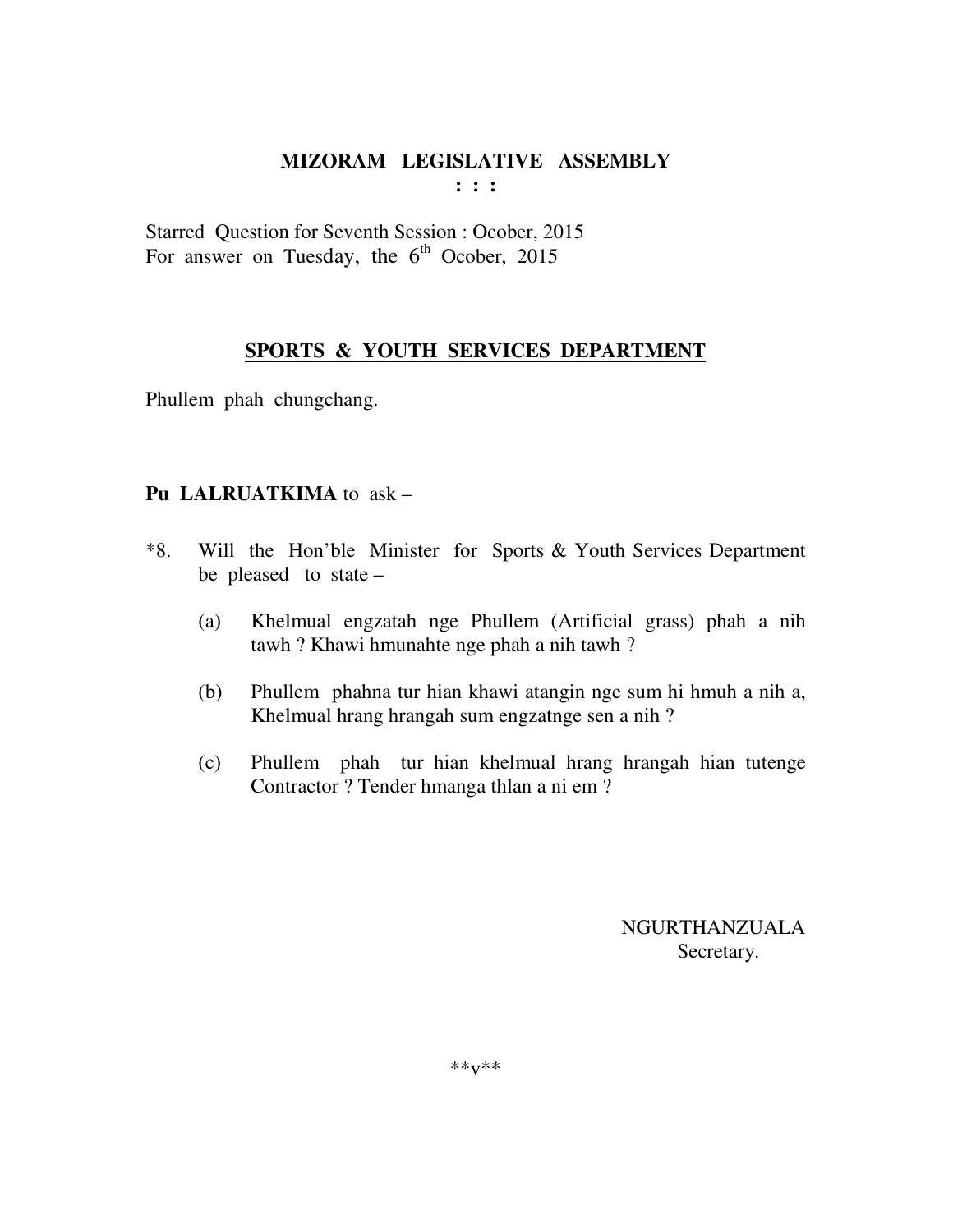# MIZORAM LEGISLATIVE ASSEMBLY

**: : :**

Starred Question for Seventh Session : Ocober, 2015
For answer on Tuesday, the 6th Ocober, 2015

## SPORTS & YOUTH SERVICES DEPARTMENT

Phullem phah chungchang.

**Pu LALRUATKIMA** to ask –

*8. Will the Hon'ble Minister for Sports & Youth Services Department be pleased to state –

(a) Khelmual engzatah nge Phullem (Artificial grass) phah a nih tawh ? Khawi hmunahte nge phah a nih tawh ?

(b) Phullem phahna tur hian khawi atangin nge sum hi hmuh a nih a, Khelmual hrang hrangah sum engzatnge sen a nih ?

(c) Phullem phah tur hian khelmual hrang hrangah hian tutenge Contractor ? Tender hmanga thlan a ni em ?

NGURTHANZUALA
Secretary.

**v**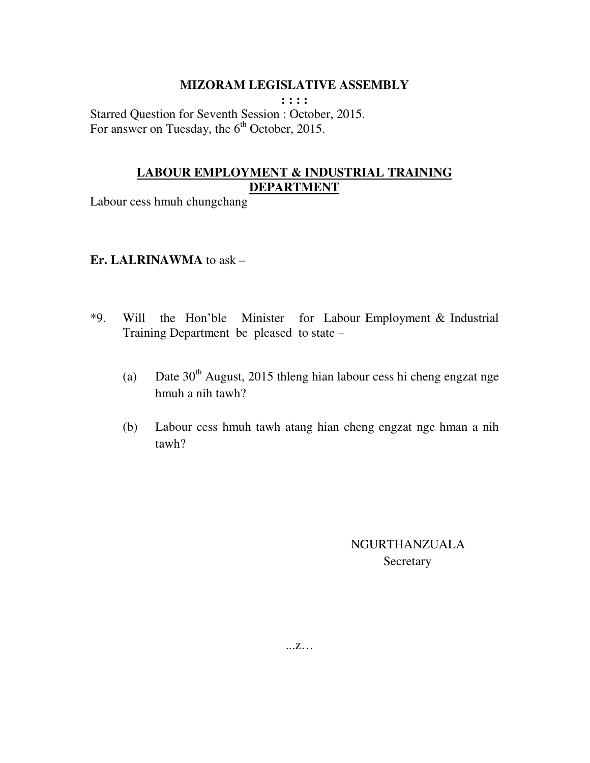**MIZORAM LEGISLATIVE ASSEMBLY**

**: : : :**

Starred Question for Seventh Session : October, 2015.
For answer on Tuesday, the 6th October, 2015.

**LABOUR EMPLOYMENT & INDUSTRIAL TRAINING DEPARTMENT**

Labour cess hmuh chungchang

**Er. LALRINAWMA** to ask –

*9. Will the Hon'ble Minister for Labour Employment & Industrial Training Department be pleased to state –

(a) Date 30th August, 2015 thleng hian labour cess hi cheng engzat nge hmuh a nih tawh?

(b) Labour cess hmuh tawh atang hian cheng engzat nge hman a nih tawh?

NGURTHANZUALA
Secretary

...z…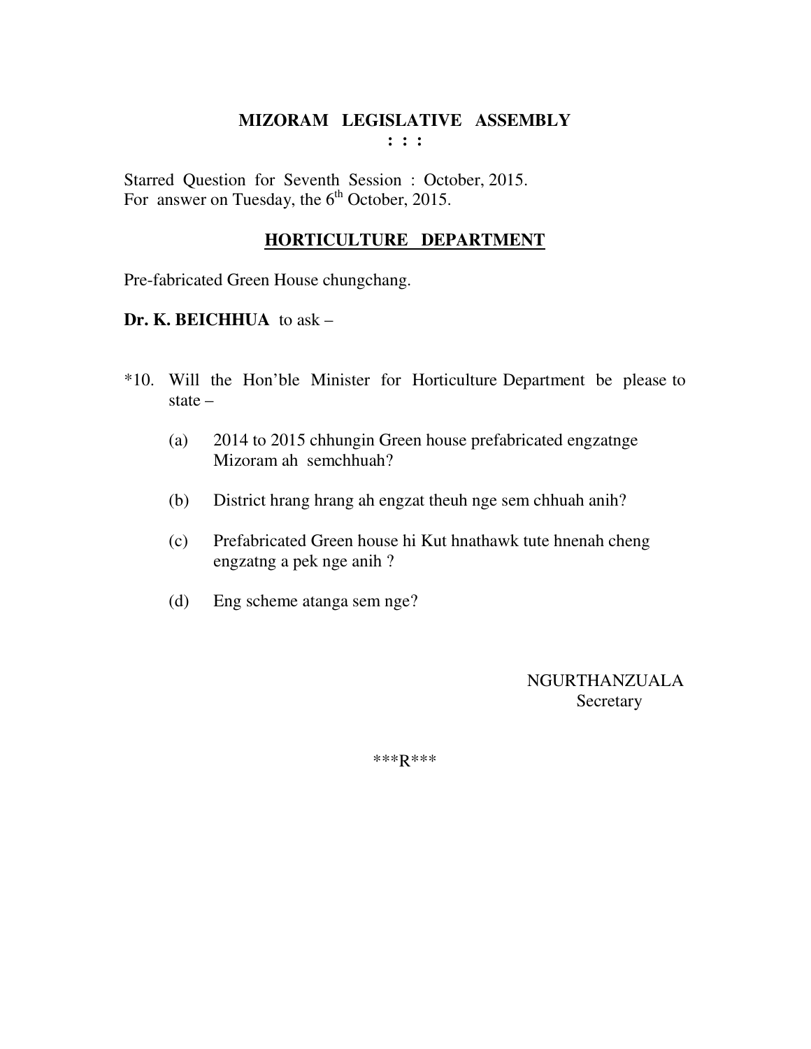# MIZORAM LEGISLATIVE ASSEMBLY

**: : :**

Starred Question for Seventh Session : October, 2015.
For answer on Tuesday, the 6th October, 2015.

## HORTICULTURE DEPARTMENT

Pre-fabricated Green House chungchang.

**Dr. K. BEICHHUA** to ask –

*10. Will the Hon'ble Minister for Horticulture Department be please to state –

(a) 2014 to 2015 chhungin Green house prefabricated engzatnge Mizoram ah semchhuah?

(b) District hrang hrang ah engzat theuh nge sem chhuah anih?

(c) Prefabricated Green house hi Kut hnathawk tute hnenah cheng engzatng a pek nge anih ?

(d) Eng scheme atanga sem nge?

NGURTHANZUALA
Secretary

\*\*\*R\*\*\*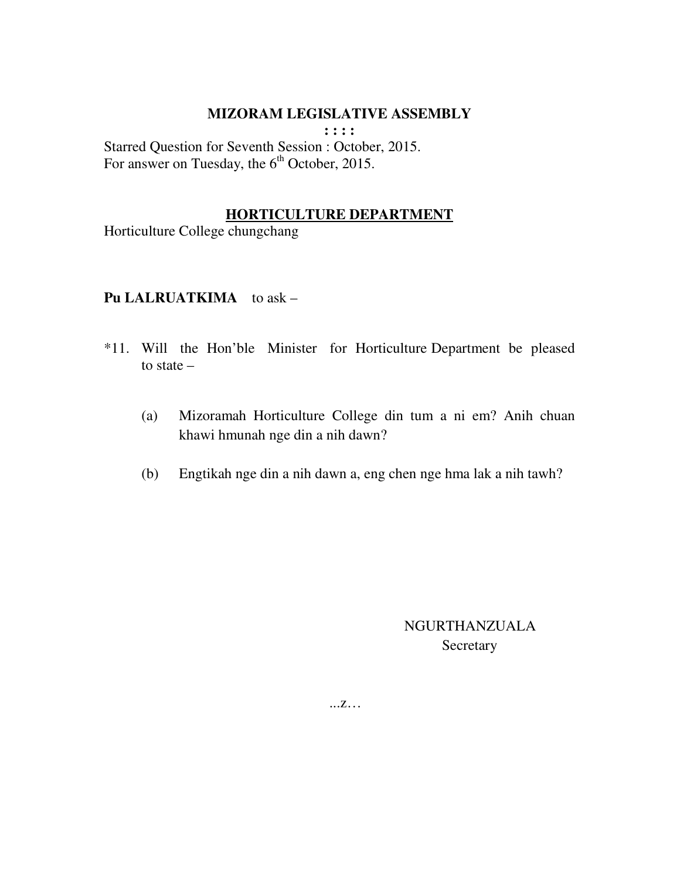# MIZORAM LEGISLATIVE ASSEMBLY

: : : :

Starred Question for Seventh Session : October, 2015.
For answer on Tuesday, the 6th October, 2015.

## HORTICULTURE DEPARTMENT

Horticulture College chungchang

**Pu LALRUATKIMA** to ask –

*11. Will the Hon'ble Minister for Horticulture Department be pleased to state –

(a) Mizoramah Horticulture College din tum a ni em? Anih chuan khawi hmunah nge din a nih dawn?

(b) Engtikah nge din a nih dawn a, eng chen nge hma lak a nih tawh?

NGURTHANZUALA
Secretary

...z…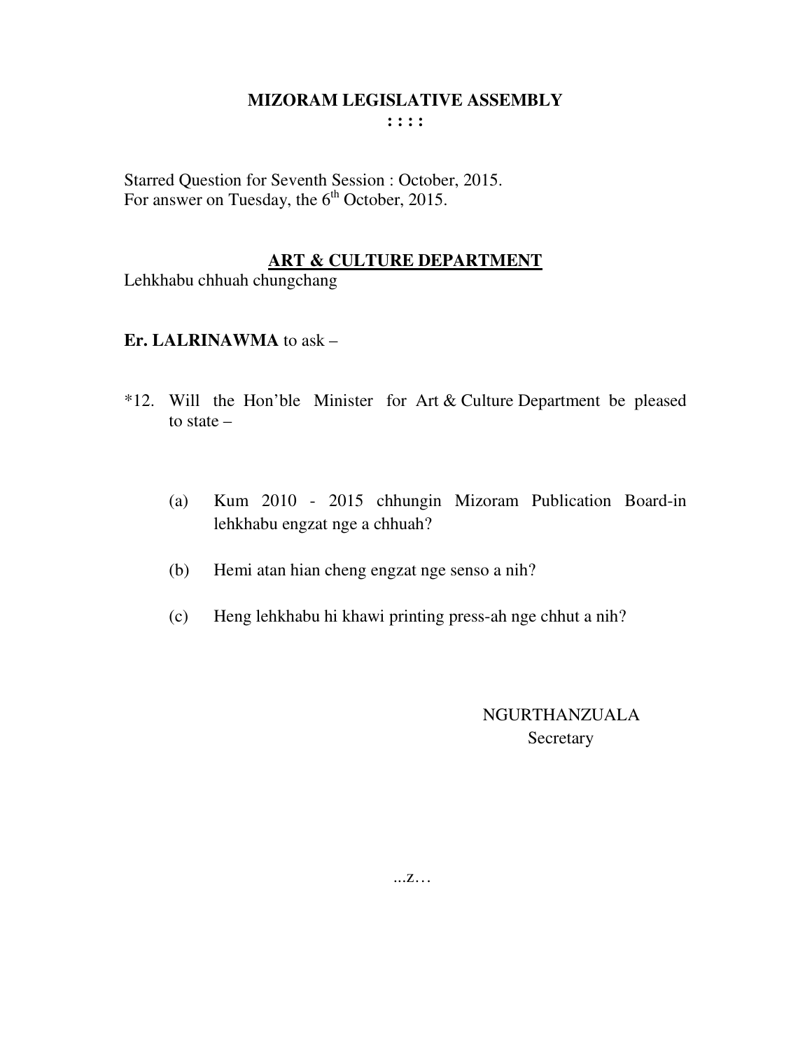# MIZORAM LEGISLATIVE ASSEMBLY

: : : :

Starred Question for Seventh Session : October, 2015.
For answer on Tuesday, the 6th October, 2015.

## ART & CULTURE DEPARTMENT

Lehkhabu chhuah chungchang

**Er. LALRINAWMA** to ask –

*12. Will the Hon'ble Minister for Art & Culture Department be pleased to state –

(a) Kum 2010 - 2015 chhungin Mizoram Publication Board-in lehkhabu engzat nge a chhuah?

(b) Hemi atan hian cheng engzat nge senso a nih?

(c) Heng lehkhabu hi khawi printing press-ah nge chhut a nih?

NGURTHANZUALA
Secretary

...z…